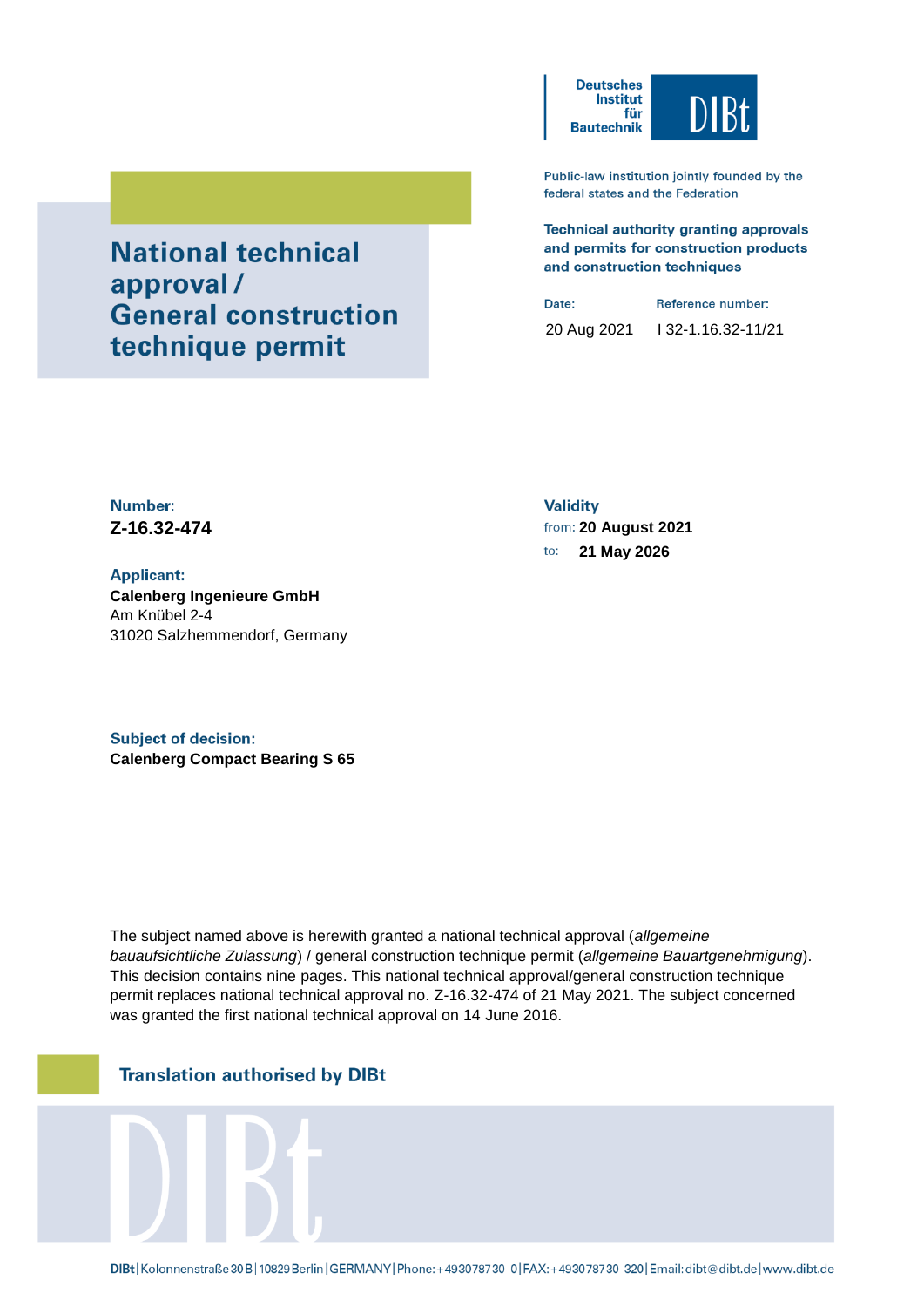Deutsches Institut für Bautechnik

**DIBt**

Public-law institution jointly founded by the federal states and the Federation

**Technical authority granting approvals and permits for construction products and construction techniques**

# National technical approval / General construction technique permit

| Date: | Reference number: |
|---|---|
| 20 Aug 2021 | I 32-1.16.32-11/21 |

**Number:**
**Z-16.32-474**

**Validity**
from: **20 August 2021**
to: **21 May 2026**

**Applicant:**
**Calenberg Ingenieure GmbH**
Am Knübel 2-4
31020 Salzhemmendorf, Germany

**Subject of decision:**
**Calenberg Compact Bearing S 65**

The subject named above is herewith granted a national technical approval (*allgemeine bauaufsichtliche Zulassung*) / general construction technique permit (*allgemeine Bauartgenehmigung*). This decision contains nine pages. This national technical approval/general construction technique permit replaces national technical approval no. Z-16.32-474 of 21 May 2021. The subject concerned was granted the first national technical approval on 14 June 2016.

**Translation authorised by DIBt**

DIBt | Kolonnenstraße 30 B | 10829 Berlin | GERMANY | Phone: +49 30 78730-0 | FAX: +49 30 78730-320 | Email: dibt@dibt.de | www.dibt.de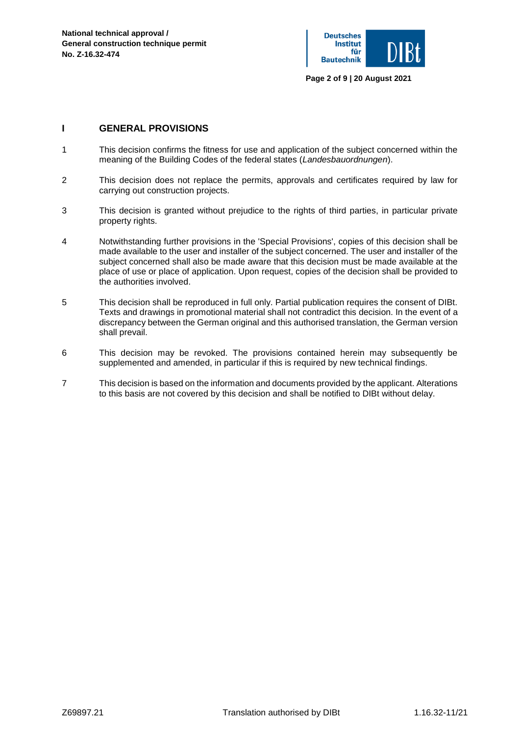## I GENERAL PROVISIONS

1. This decision confirms the fitness for use and application of the subject concerned within the meaning of the Building Codes of the federal states (*Landesbauordnungen*).

2. This decision does not replace the permits, approvals and certificates required by law for carrying out construction projects.

3. This decision is granted without prejudice to the rights of third parties, in particular private property rights.

4. Notwithstanding further provisions in the 'Special Provisions', copies of this decision shall be made available to the user and installer of the subject concerned. The user and installer of the subject concerned shall also be made aware that this decision must be made available at the place of use or place of application. Upon request, copies of the decision shall be provided to the authorities involved.

5. This decision shall be reproduced in full only. Partial publication requires the consent of DIBt. Texts and drawings in promotional material shall not contradict this decision. In the event of a discrepancy between the German original and this authorised translation, the German version shall prevail.

6. This decision may be revoked. The provisions contained herein may subsequently be supplemented and amended, in particular if this is required by new technical findings.

7. This decision is based on the information and documents provided by the applicant. Alterations to this basis are not covered by this decision and shall be notified to DIBt without delay.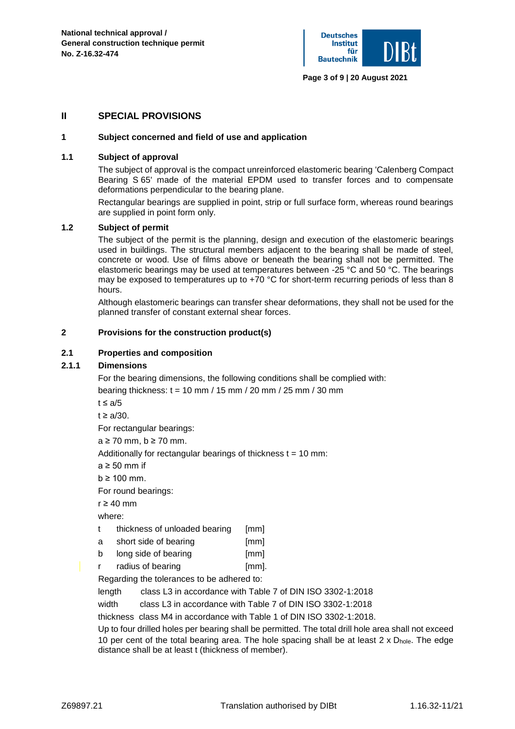## II SPECIAL PROVISIONS

### 1 Subject concerned and field of use and application

#### 1.1 Subject of approval

The subject of approval is the compact unreinforced elastomeric bearing 'Calenberg Compact Bearing S 65' made of the material EPDM used to transfer forces and to compensate deformations perpendicular to the bearing plane.

Rectangular bearings are supplied in point, strip or full surface form, whereas round bearings are supplied in point form only.

#### 1.2 Subject of permit

The subject of the permit is the planning, design and execution of the elastomeric bearings used in buildings. The structural members adjacent to the bearing shall be made of steel, concrete or wood. Use of films above or beneath the bearing shall not be permitted. The elastomeric bearings may be used at temperatures between -25 °C and 50 °C. The bearings may be exposed to temperatures up to +70 °C for short-term recurring periods of less than 8 hours.

Although elastomeric bearings can transfer shear deformations, they shall not be used for the planned transfer of constant external shear forces.

### 2 Provisions for the construction product(s)

#### 2.1 Properties and composition

##### 2.1.1 Dimensions

For the bearing dimensions, the following conditions shall be complied with:

bearing thickness: $t$ = 10 mm / 15 mm / 20 mm / 25 mm / 30 mm

$t \leq a/5$

$t \geq a/30$.

For rectangular bearings:

$a \geq 70$ mm, $b \geq 70$ mm.

Additionally for rectangular bearings of thickness $t$ = 10 mm:

$a \geq 50$ mm if

$b \geq 100$ mm.

For round bearings:

$r \geq 40$ mm

where:

| | | |
|---|---|---|
| $t$ | thickness of unloaded bearing | [mm] |
| $a$ | short side of bearing | [mm] |
| $b$ | long side of bearing | [mm] |
| $r$ | radius of bearing | [mm]. |

Regarding the tolerances to be adhered to:

length class L3 in accordance with Table 7 of DIN ISO 3302-1:2018

width class L3 in accordance with Table 7 of DIN ISO 3302-1:2018

thickness class M4 in accordance with Table 1 of DIN ISO 3302-1:2018.

Up to four drilled holes per bearing shall be permitted. The total drill hole area shall not exceed 10 per cent of the total bearing area. The hole spacing shall be at least 2 x $D_{hole}$. The edge distance shall be at least t (thickness of member).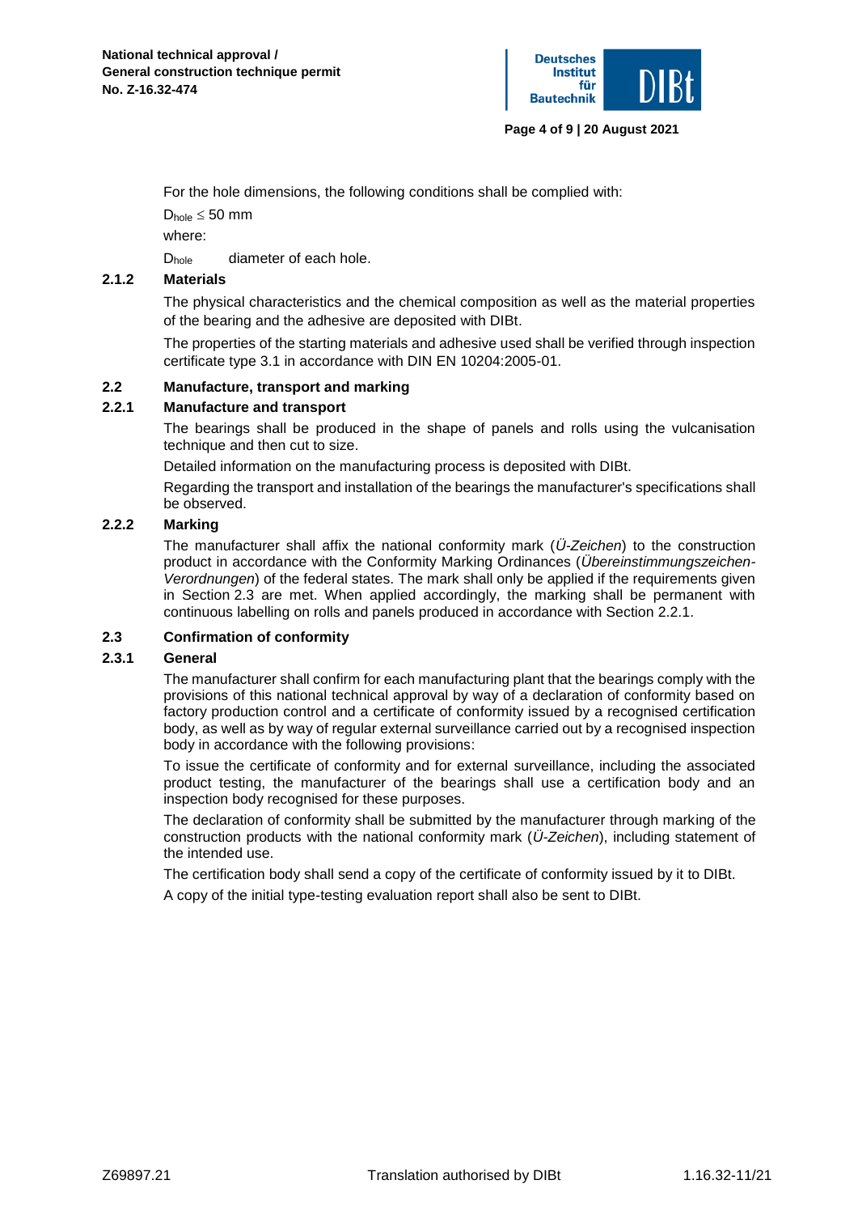For the hole dimensions, the following conditions shall be complied with:

$D_{hole} \leq 50$ mm

where:

$D_{hole}$ diameter of each hole.

### 2.1.2 Materials

The physical characteristics and the chemical composition as well as the material properties of the bearing and the adhesive are deposited with DIBt.

The properties of the starting materials and adhesive used shall be verified through inspection certificate type 3.1 in accordance with DIN EN 10204:2005-01.

## 2.2 Manufacture, transport and marking

### 2.2.1 Manufacture and transport

The bearings shall be produced in the shape of panels and rolls using the vulcanisation technique and then cut to size.

Detailed information on the manufacturing process is deposited with DIBt.

Regarding the transport and installation of the bearings the manufacturer's specifications shall be observed.

### 2.2.2 Marking

The manufacturer shall affix the national conformity mark (*Ü-Zeichen*) to the construction product in accordance with the Conformity Marking Ordinances (*Übereinstimmungszeichen-Verordnungen*) of the federal states. The mark shall only be applied if the requirements given in Section 2.3 are met. When applied accordingly, the marking shall be permanent with continuous labelling on rolls and panels produced in accordance with Section 2.2.1.

## 2.3 Confirmation of conformity

### 2.3.1 General

The manufacturer shall confirm for each manufacturing plant that the bearings comply with the provisions of this national technical approval by way of a declaration of conformity based on factory production control and a certificate of conformity issued by a recognised certification body, as well as by way of regular external surveillance carried out by a recognised inspection body in accordance with the following provisions:

To issue the certificate of conformity and for external surveillance, including the associated product testing, the manufacturer of the bearings shall use a certification body and an inspection body recognised for these purposes.

The declaration of conformity shall be submitted by the manufacturer through marking of the construction products with the national conformity mark (*Ü-Zeichen*), including statement of the intended use.

The certification body shall send a copy of the certificate of conformity issued by it to DIBt.

A copy of the initial type-testing evaluation report shall also be sent to DIBt.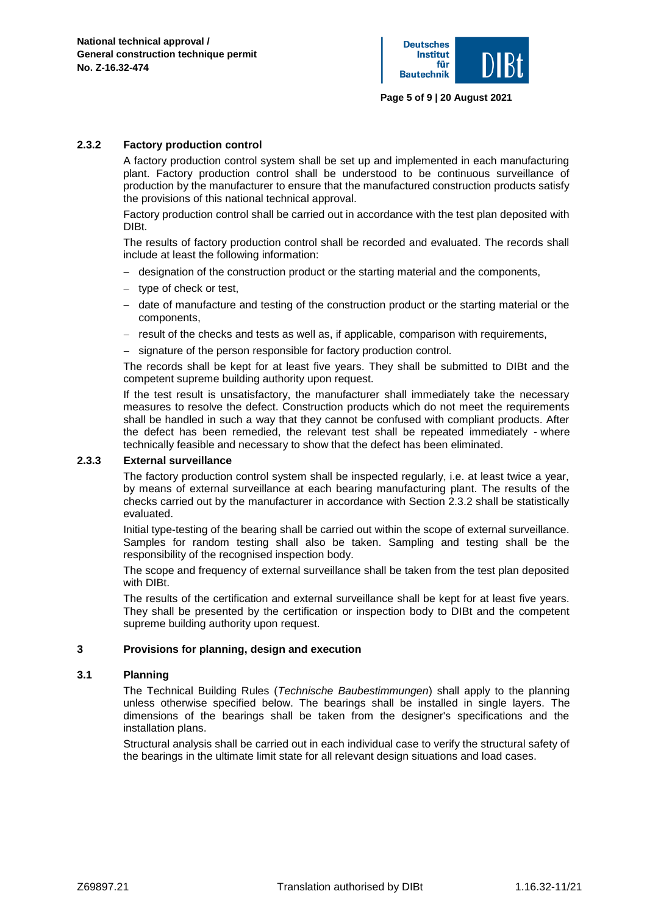### 2.3.2 Factory production control

A factory production control system shall be set up and implemented in each manufacturing plant. Factory production control shall be understood to be continuous surveillance of production by the manufacturer to ensure that the manufactured construction products satisfy the provisions of this national technical approval.

Factory production control shall be carried out in accordance with the test plan deposited with DIBt.

The results of factory production control shall be recorded and evaluated. The records shall include at least the following information:

- designation of the construction product or the starting material and the components,
- type of check or test,
- date of manufacture and testing of the construction product or the starting material or the components,
- result of the checks and tests as well as, if applicable, comparison with requirements,
- signature of the person responsible for factory production control.

The records shall be kept for at least five years. They shall be submitted to DIBt and the competent supreme building authority upon request.

If the test result is unsatisfactory, the manufacturer shall immediately take the necessary measures to resolve the defect. Construction products which do not meet the requirements shall be handled in such a way that they cannot be confused with compliant products. After the defect has been remedied, the relevant test shall be repeated immediately - where technically feasible and necessary to show that the defect has been eliminated.

### 2.3.3 External surveillance

The factory production control system shall be inspected regularly, i.e. at least twice a year, by means of external surveillance at each bearing manufacturing plant. The results of the checks carried out by the manufacturer in accordance with Section 2.3.2 shall be statistically evaluated.

Initial type-testing of the bearing shall be carried out within the scope of external surveillance. Samples for random testing shall also be taken. Sampling and testing shall be the responsibility of the recognised inspection body.

The scope and frequency of external surveillance shall be taken from the test plan deposited with DIBt.

The results of the certification and external surveillance shall be kept for at least five years. They shall be presented by the certification or inspection body to DIBt and the competent supreme building authority upon request.

## 3 Provisions for planning, design and execution

### 3.1 Planning

The Technical Building Rules (*Technische Baubestimmungen*) shall apply to the planning unless otherwise specified below. The bearings shall be installed in single layers. The dimensions of the bearings shall be taken from the designer's specifications and the installation plans.

Structural analysis shall be carried out in each individual case to verify the structural safety of the bearings in the ultimate limit state for all relevant design situations and load cases.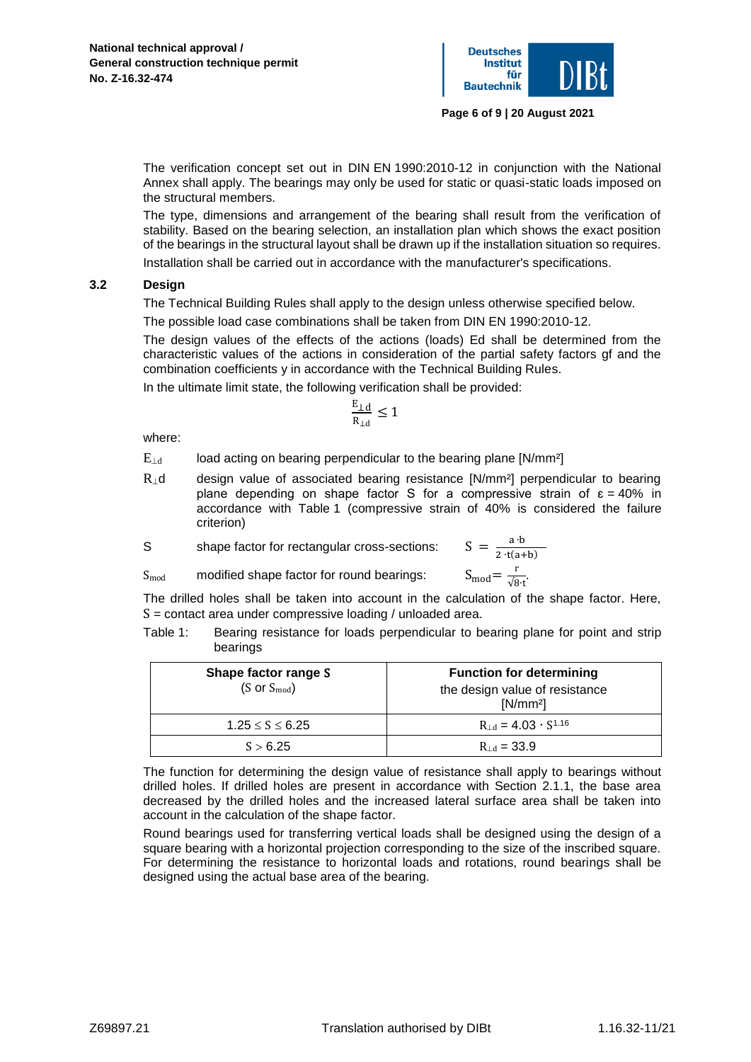The verification concept set out in DIN EN 1990:2010-12 in conjunction with the National Annex shall apply. The bearings may only be used for static or quasi-static loads imposed on the structural members.

The type, dimensions and arrangement of the bearing shall result from the verification of stability. Based on the bearing selection, an installation plan which shows the exact position of the bearings in the structural layout shall be drawn up if the installation situation so requires.

Installation shall be carried out in accordance with the manufacturer's specifications.

## 3.2 Design

The Technical Building Rules shall apply to the design unless otherwise specified below.

The possible load case combinations shall be taken from DIN EN 1990:2010-12.

The design values of the effects of the actions (loads) Ed shall be determined from the characteristic values of the actions in consideration of the partial safety factors gf and the combination coefficients y in accordance with the Technical Building Rules.

In the ultimate limit state, the following verification shall be provided:

$$\frac{E_{\perp d}}{R_{\perp d}} \leq 1$$

where:

$E_{\perp d}$ load acting on bearing perpendicular to the bearing plane [N/mm²]

$R_{\perp}d$ design value of associated bearing resistance [N/mm²] perpendicular to bearing plane depending on shape factor S for a compressive strain of ε = 40% in accordance with Table 1 (compressive strain of 40% is considered the failure criterion)

S shape factor for rectangular cross-sections: $S = \frac{a \cdot b}{2 \cdot t(a+b)}$

$S_{mod}$ modified shape factor for round bearings: $S_{mod} = \frac{r}{\sqrt{8} \cdot t}$.

The drilled holes shall be taken into account in the calculation of the shape factor. Here, S = contact area under compressive loading / unloaded area.

Table 1: Bearing resistance for loads perpendicular to bearing plane for point and strip bearings

| **Shape factor range S** ($S$ or $S_{mod}$) | **Function for determining** the design value of resistance [N/mm²] |
|---|---|
| $1.25 \leq S \leq 6.25$ | $R_{\perp d} = 4.03 \cdot S^{1.16}$ |
| $S > 6.25$ | $R_{\perp d} = 33.9$ |

The function for determining the design value of resistance shall apply to bearings without drilled holes. If drilled holes are present in accordance with Section 2.1.1, the base area decreased by the drilled holes and the increased lateral surface area shall be taken into account in the calculation of the shape factor.

Round bearings used for transferring vertical loads shall be designed using the design of a square bearing with a horizontal projection corresponding to the size of the inscribed square. For determining the resistance to horizontal loads and rotations, round bearings shall be designed using the actual base area of the bearing.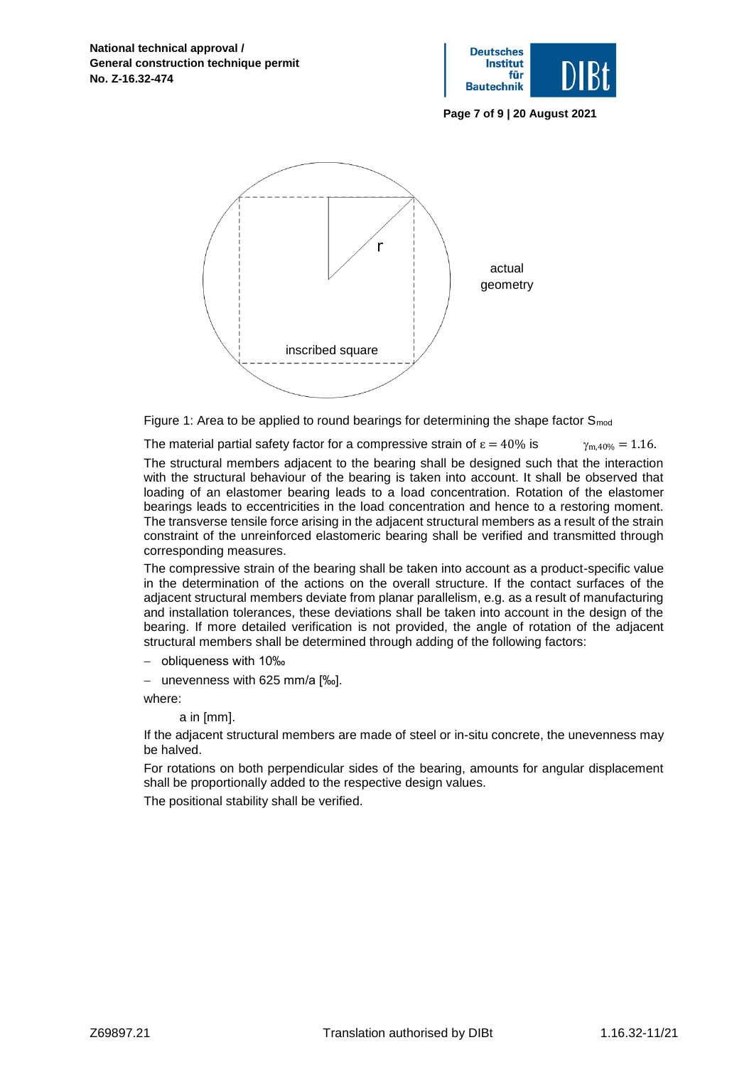Figure 1: Area to be applied to round bearings for determining the shape factor $S_{mod}$

The material partial safety factor for a compressive strain of $\varepsilon = 40\%$ is $\gamma_{m,40\%} = 1.16$.

The structural members adjacent to the bearing shall be designed such that the interaction with the structural behaviour of the bearing is taken into account. It shall be observed that loading of an elastomer bearing leads to a load concentration. Rotation of the elastomer bearings leads to eccentricities in the load concentration and hence to a restoring moment. The transverse tensile force arising in the adjacent structural members as a result of the strain constraint of the unreinforced elastomeric bearing shall be verified and transmitted through corresponding measures.

The compressive strain of the bearing shall be taken into account as a product-specific value in the determination of the actions on the overall structure. If the contact surfaces of the adjacent structural members deviate from planar parallelism, e.g. as a result of manufacturing and installation tolerances, these deviations shall be taken into account in the design of the bearing. If more detailed verification is not provided, the angle of rotation of the adjacent structural members shall be determined through adding of the following factors:

- obliqueness with 10‰
- unevenness with 625 mm/a [‰].

where:

a in [mm].

If the adjacent structural members are made of steel or in-situ concrete, the unevenness may be halved.

For rotations on both perpendicular sides of the bearing, amounts for angular displacement shall be proportionally added to the respective design values.

The positional stability shall be verified.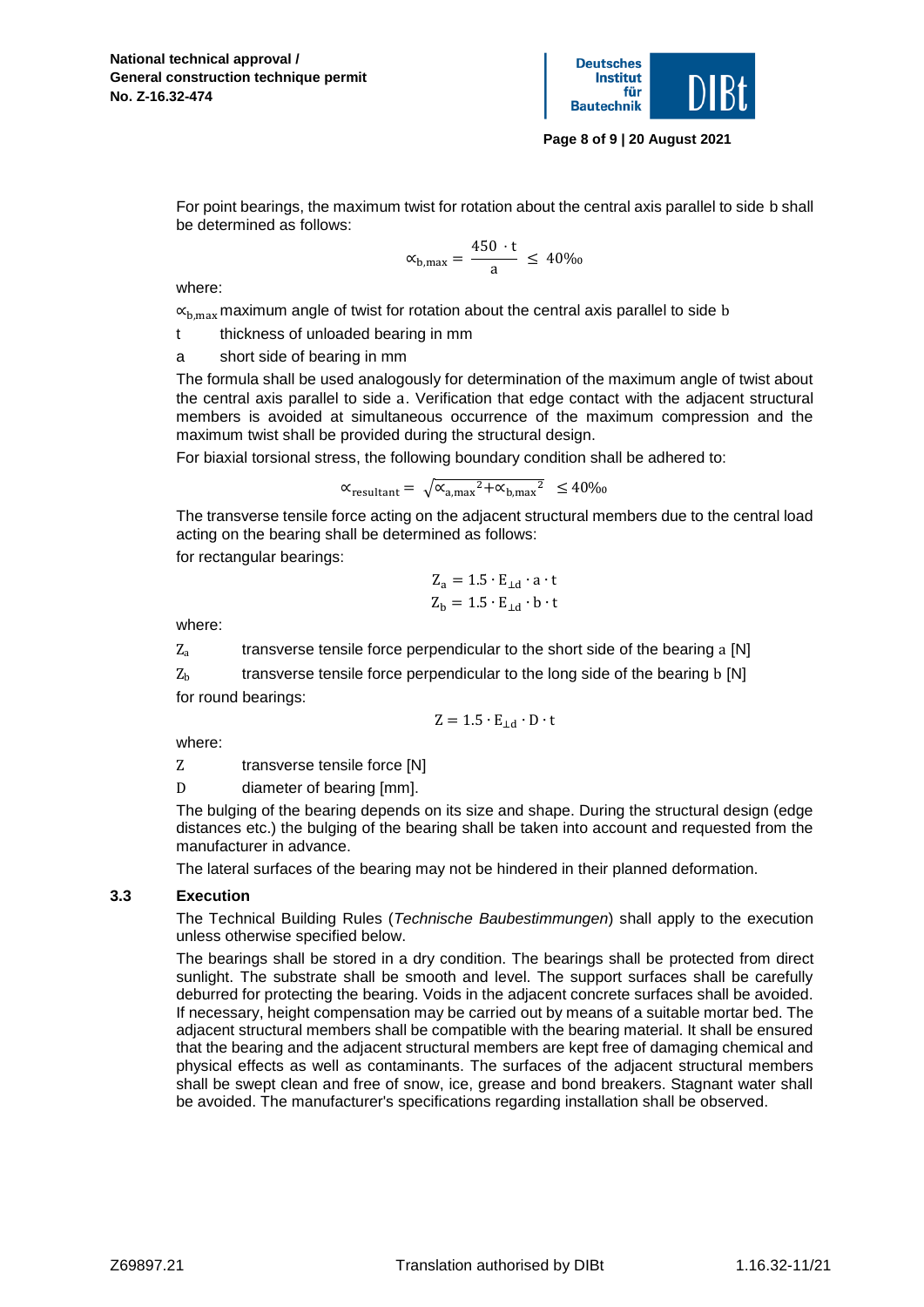For point bearings, the maximum twist for rotation about the central axis parallel to side $b$ shall be determined as follows:

$$\propto_{b,max} = \frac{450 \cdot t}{a} \leq 40‰$$

where:

$\propto_{b,max}$ maximum angle of twist for rotation about the central axis parallel to side $b$

$t$ thickness of unloaded bearing in mm

$a$ short side of bearing in mm

The formula shall be used analogously for determination of the maximum angle of twist about the central axis parallel to side $a$. Verification that edge contact with the adjacent structural members is avoided at simultaneous occurrence of the maximum compression and the maximum twist shall be provided during the structural design.

For biaxial torsional stress, the following boundary condition shall be adhered to:

$$\propto_{resultant} = \sqrt{{\propto_{a,max}}^2 + {\propto_{b,max}}^2} \leq 40‰$$

The transverse tensile force acting on the adjacent structural members due to the central load acting on the bearing shall be determined as follows:

for rectangular bearings:

$$Z_a = 1.5 \cdot E_{\perp d} \cdot a \cdot t$$

$$Z_b = 1.5 \cdot E_{\perp d} \cdot b \cdot t$$

where:

$Z_a$ transverse tensile force perpendicular to the short side of the bearing $a$ [N]

$Z_b$ transverse tensile force perpendicular to the long side of the bearing $b$ [N]

for round bearings:

$$Z = 1.5 \cdot E_{\perp d} \cdot D \cdot t$$

where:

$Z$ transverse tensile force [N]

$D$ diameter of bearing [mm].

The bulging of the bearing depends on its size and shape. During the structural design (edge distances etc.) the bulging of the bearing shall be taken into account and requested from the manufacturer in advance.

The lateral surfaces of the bearing may not be hindered in their planned deformation.

### 3.3 Execution

The Technical Building Rules (*Technische Baubestimmungen*) shall apply to the execution unless otherwise specified below.

The bearings shall be stored in a dry condition. The bearings shall be protected from direct sunlight. The substrate shall be smooth and level. The support surfaces shall be carefully deburred for protecting the bearing. Voids in the adjacent concrete surfaces shall be avoided. If necessary, height compensation may be carried out by means of a suitable mortar bed. The adjacent structural members shall be compatible with the bearing material. It shall be ensured that the bearing and the adjacent structural members are kept free of damaging chemical and physical effects as well as contaminants. The surfaces of the adjacent structural members shall be swept clean and free of snow, ice, grease and bond breakers. Stagnant water shall be avoided. The manufacturer's specifications regarding installation shall be observed.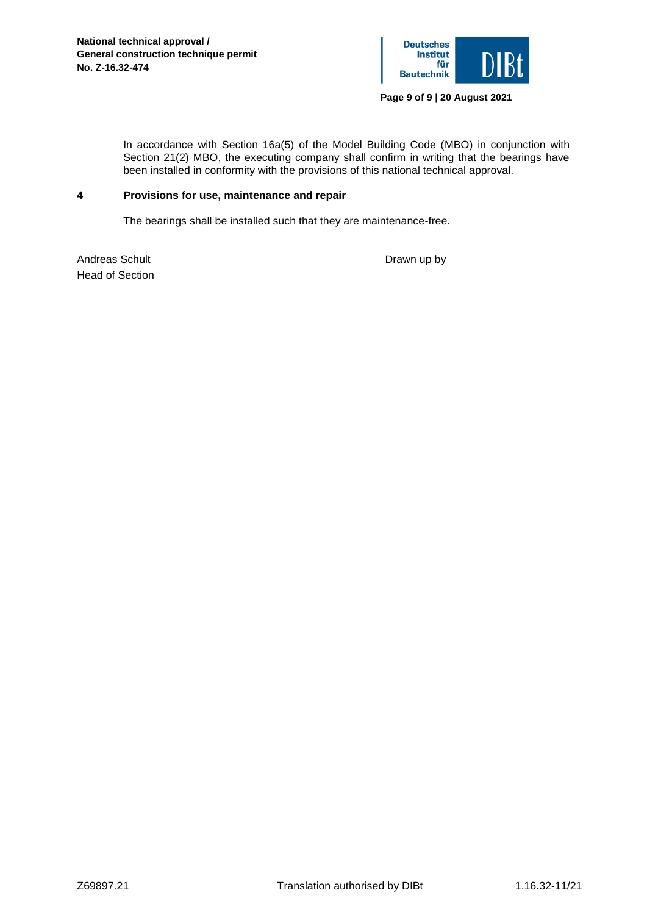In accordance with Section 16a(5) of the Model Building Code (MBO) in conjunction with Section 21(2) MBO, the executing company shall confirm in writing that the bearings have been installed in conformity with the provisions of this national technical approval.

## 4 Provisions for use, maintenance and repair

The bearings shall be installed such that they are maintenance-free.

Andreas Schult
Head of Section

Drawn up by

Z69897.21 Translation authorised by DIBt 1.16.32-11/21